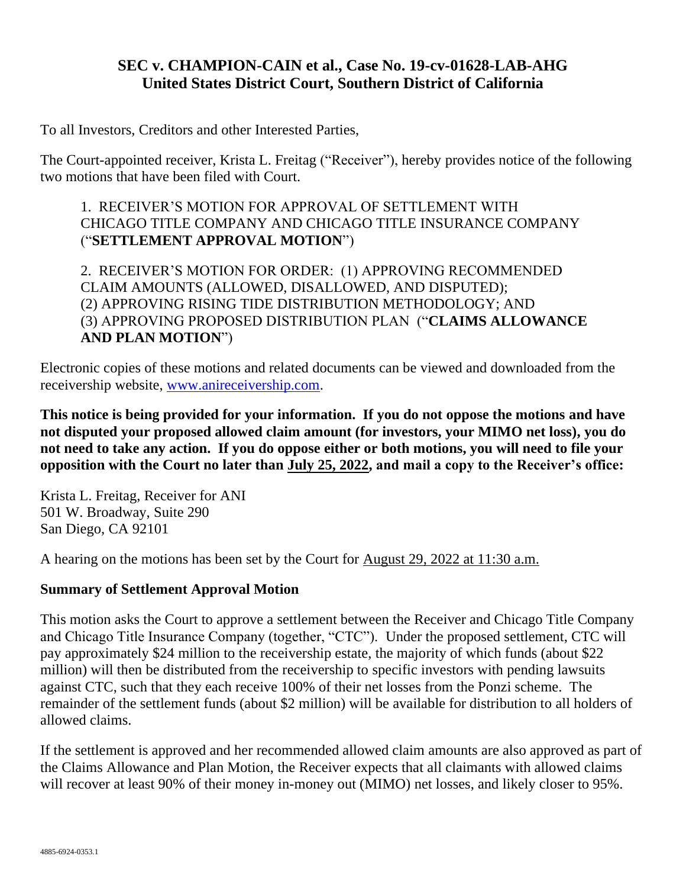# SEC v. CHAMPION-CAIN et al., Case No. 19-cv-01628-LAB-AHG
# United States District Court, Southern District of California

To all Investors, Creditors and other Interested Parties,

The Court-appointed receiver, Krista L. Freitag ("Receiver"), hereby provides notice of the following two motions that have been filed with Court.

1. RECEIVER'S MOTION FOR APPROVAL OF SETTLEMENT WITH CHICAGO TITLE COMPANY AND CHICAGO TITLE INSURANCE COMPANY ("**SETTLEMENT APPROVAL MOTION**")

2. RECEIVER'S MOTION FOR ORDER: (1) APPROVING RECOMMENDED CLAIM AMOUNTS (ALLOWED, DISALLOWED, AND DISPUTED); (2) APPROVING RISING TIDE DISTRIBUTION METHODOLOGY; AND (3) APPROVING PROPOSED DISTRIBUTION PLAN ("**CLAIMS ALLOWANCE AND PLAN MOTION**")

Electronic copies of these motions and related documents can be viewed and downloaded from the receivership website, www.anireceivership.com.

**This notice is being provided for your information. If you do not oppose the motions and have not disputed your proposed allowed claim amount (for investors, your MIMO net loss), you do not need to take any action. If you do oppose either or both motions, you will need to file your opposition with the Court no later than July 25, 2022, and mail a copy to the Receiver's office:**

Krista L. Freitag, Receiver for ANI
501 W. Broadway, Suite 290
San Diego, CA 92101

A hearing on the motions has been set by the Court for August 29, 2022 at 11:30 a.m.

### Summary of Settlement Approval Motion

This motion asks the Court to approve a settlement between the Receiver and Chicago Title Company and Chicago Title Insurance Company (together, "CTC"). Under the proposed settlement, CTC will pay approximately $24 million to the receivership estate, the majority of which funds (about $22 million) will then be distributed from the receivership to specific investors with pending lawsuits against CTC, such that they each receive 100% of their net losses from the Ponzi scheme. The remainder of the settlement funds (about $2 million) will be available for distribution to all holders of allowed claims.

If the settlement is approved and her recommended allowed claim amounts are also approved as part of the Claims Allowance and Plan Motion, the Receiver expects that all claimants with allowed claims will recover at least 90% of their money in-money out (MIMO) net losses, and likely closer to 95%.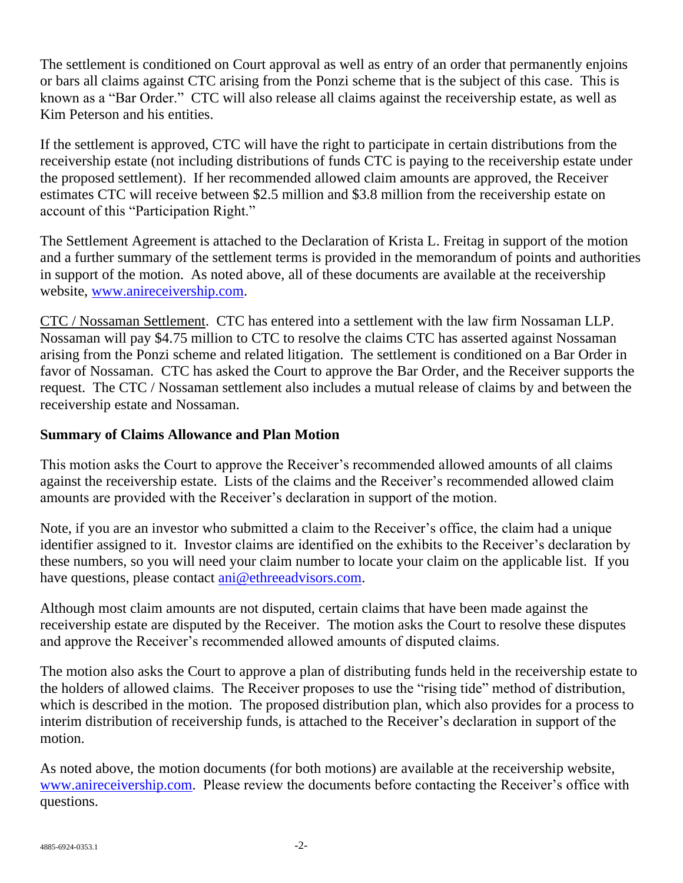The settlement is conditioned on Court approval as well as entry of an order that permanently enjoins or bars all claims against CTC arising from the Ponzi scheme that is the subject of this case. This is known as a "Bar Order." CTC will also release all claims against the receivership estate, as well as Kim Peterson and his entities.

If the settlement is approved, CTC will have the right to participate in certain distributions from the receivership estate (not including distributions of funds CTC is paying to the receivership estate under the proposed settlement). If her recommended allowed claim amounts are approved, the Receiver estimates CTC will receive between $2.5 million and $3.8 million from the receivership estate on account of this "Participation Right."

The Settlement Agreement is attached to the Declaration of Krista L. Freitag in support of the motion and a further summary of the settlement terms is provided in the memorandum of points and authorities in support of the motion. As noted above, all of these documents are available at the receivership website, [www.anireceivership.com](http://www.anireceivership.com).

<u>CTC / Nossaman Settlement</u>. CTC has entered into a settlement with the law firm Nossaman LLP. Nossaman will pay $4.75 million to CTC to resolve the claims CTC has asserted against Nossaman arising from the Ponzi scheme and related litigation. The settlement is conditioned on a Bar Order in favor of Nossaman. CTC has asked the Court to approve the Bar Order, and the Receiver supports the request. The CTC / Nossaman settlement also includes a mutual release of claims by and between the receivership estate and Nossaman.

**Summary of Claims Allowance and Plan Motion**

This motion asks the Court to approve the Receiver's recommended allowed amounts of all claims against the receivership estate. Lists of the claims and the Receiver's recommended allowed claim amounts are provided with the Receiver's declaration in support of the motion.

Note, if you are an investor who submitted a claim to the Receiver's office, the claim had a unique identifier assigned to it. Investor claims are identified on the exhibits to the Receiver's declaration by these numbers, so you will need your claim number to locate your claim on the applicable list. If you have questions, please contact [ani@ethreeadvisors.com](mailto:ani@ethreeadvisors.com).

Although most claim amounts are not disputed, certain claims that have been made against the receivership estate are disputed by the Receiver. The motion asks the Court to resolve these disputes and approve the Receiver's recommended allowed amounts of disputed claims.

The motion also asks the Court to approve a plan of distributing funds held in the receivership estate to the holders of allowed claims. The Receiver proposes to use the "rising tide" method of distribution, which is described in the motion. The proposed distribution plan, which also provides for a process to interim distribution of receivership funds, is attached to the Receiver's declaration in support of the motion.

As noted above, the motion documents (for both motions) are available at the receivership website, [www.anireceivership.com](http://www.anireceivership.com). Please review the documents before contacting the Receiver's office with questions.

4885-6924-0353.1